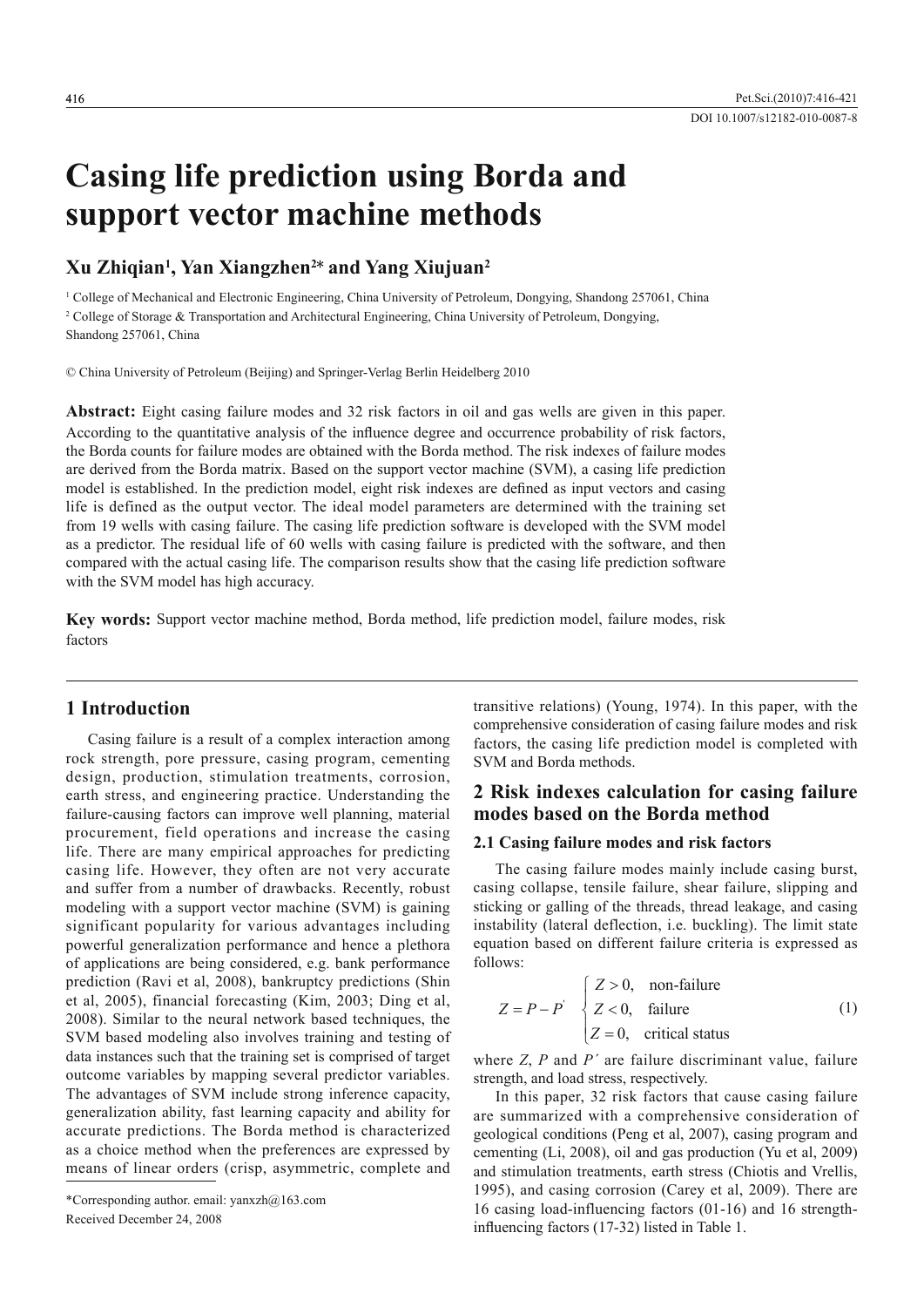# Casing life prediction using Borda and support vector machine methods

**Xu Zhiqian[1], Yan Xiangzhen[2]\* and Yang Xiujuan[2]**

[1] College of Mechanical and Electronic Engineering, China University of Petroleum, Dongying, Shandong 257061, China

[2] College of Storage & Transportation and Architectural Engineering, China University of Petroleum, Dongying, Shandong 257061, China

© China University of Petroleum (Beijing) and Springer-Verlag Berlin Heidelberg 2010

**Abstract:** Eight casing failure modes and 32 risk factors in oil and gas wells are given in this paper. According to the quantitative analysis of the influence degree and occurrence probability of risk factors, the Borda counts for failure modes are obtained with the Borda method. The risk indexes of failure modes are derived from the Borda matrix. Based on the support vector machine (SVM), a casing life prediction model is established. In the prediction model, eight risk indexes are defined as input vectors and casing life is defined as the output vector. The ideal model parameters are determined with the training set from 19 wells with casing failure. The casing life prediction software is developed with the SVM model as a predictor. The residual life of 60 wells with casing failure is predicted with the software, and then compared with the actual casing life. The comparison results show that the casing life prediction software with the SVM model has high accuracy.

**Key words:** Support vector machine method, Borda method, life prediction model, failure modes, risk factors

## 1 Introduction

Casing failure is a result of a complex interaction among rock strength, pore pressure, casing program, cementing design, production, stimulation treatments, corrosion, earth stress, and engineering practice. Understanding the failure-causing factors can improve well planning, material procurement, field operations and increase the casing life. There are many empirical approaches for predicting casing life. However, they often are not very accurate and suffer from a number of drawbacks. Recently, robust modeling with a support vector machine (SVM) is gaining significant popularity for various advantages including powerful generalization performance and hence a plethora of applications are being considered, e.g. bank performance prediction (Ravi et al, 2008), bankruptcy predictions (Shin et al, 2005), financial forecasting (Kim, 2003; Ding et al, 2008). Similar to the neural network based techniques, the SVM based modeling also involves training and testing of data instances such that the training set is comprised of target outcome variables by mapping several predictor variables. The advantages of SVM include strong inference capacity, generalization ability, fast learning capacity and ability for accurate predictions. The Borda method is characterized as a choice method when the preferences are expressed by means of linear orders (crisp, asymmetric, complete and transitive relations) (Young, 1974). In this paper, with the comprehensive consideration of casing failure modes and risk factors, the casing life prediction model is completed with SVM and Borda methods.

## 2 Risk indexes calculation for casing failure modes based on the Borda method

### 2.1 Casing failure modes and risk factors

The casing failure modes mainly include casing burst, casing collapse, tensile failure, shear failure, slipping and sticking or galling of the threads, thread leakage, and casing instability (lateral deflection, i.e. buckling). The limit state equation based on different failure criteria is expressed as follows:

$$Z = P - P' \quad \begin{cases} Z > 0, & \text{non-failure} \\ Z < 0, & \text{failure} \\ Z = 0, & \text{critical status} \end{cases} \tag{1}$$

where $Z$, $P$ and $P'$ are failure discriminant value, failure strength, and load stress, respectively.

In this paper, 32 risk factors that cause casing failure are summarized with a comprehensive consideration of geological conditions (Peng et al, 2007), casing program and cementing (Li, 2008), oil and gas production (Yu et al, 2009) and stimulation treatments, earth stress (Chiotis and Vrellis, 1995), and casing corrosion (Carey et al, 2009). There are 16 casing load-influencing factors (01-16) and 16 strength-influencing factors (17-32) listed in Table 1.

\*Corresponding author. email: yanxzh@163.com

Received December 24, 2008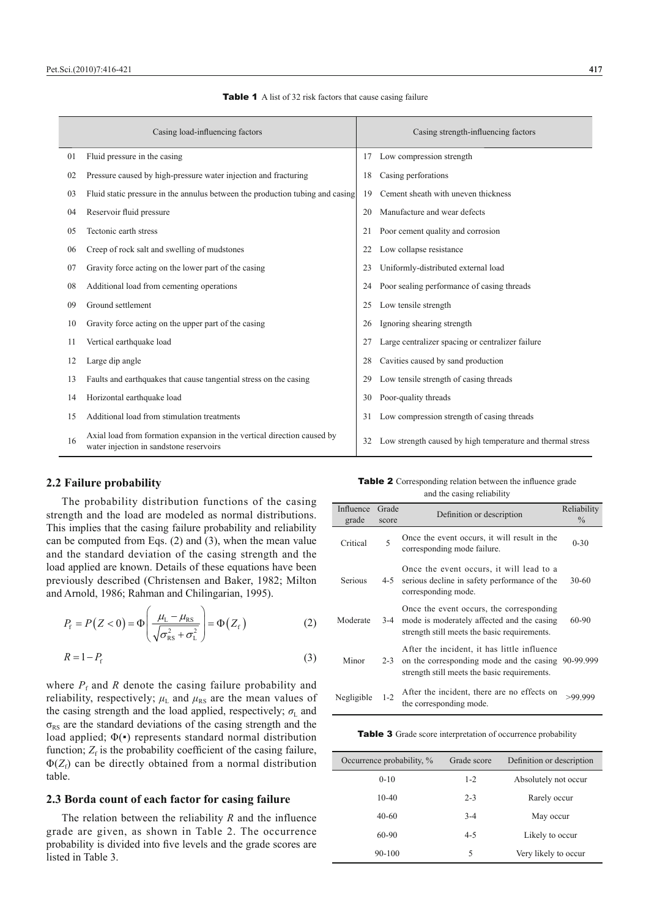**Table 1** A list of 32 risk factors that cause casing failure

| | Casing load-influencing factors | | Casing strength-influencing factors |
|---|---|---|---|
| 01 | Fluid pressure in the casing | 17 | Low compression strength |
| 02 | Pressure caused by high-pressure water injection and fracturing | 18 | Casing perforations |
| 03 | Fluid static pressure in the annulus between the production tubing and casing | 19 | Cement sheath with uneven thickness |
| 04 | Reservoir fluid pressure | 20 | Manufacture and wear defects |
| 05 | Tectonic earth stress | 21 | Poor cement quality and corrosion |
| 06 | Creep of rock salt and swelling of mudstones | 22 | Low collapse resistance |
| 07 | Gravity force acting on the lower part of the casing | 23 | Uniformly-distributed external load |
| 08 | Additional load from cementing operations | 24 | Poor sealing performance of casing threads |
| 09 | Ground settlement | 25 | Low tensile strength |
| 10 | Gravity force acting on the upper part of the casing | 26 | Ignoring shearing strength |
| 11 | Vertical earthquake load | 27 | Large centralizer spacing or centralizer failure |
| 12 | Large dip angle | 28 | Cavities caused by sand production |
| 13 | Faults and earthquakes that cause tangential stress on the casing | 29 | Low tensile strength of casing threads |
| 14 | Horizontal earthquake load | 30 | Poor-quality threads |
| 15 | Additional load from stimulation treatments | 31 | Low compression strength of casing threads |
| 16 | Axial load from formation expansion in the vertical direction caused by water injection in sandstone reservoirs | 32 | Low strength caused by high temperature and thermal stress |

## 2.2 Failure probability

The probability distribution functions of the casing strength and the load are modeled as normal distributions. This implies that the casing failure probability and reliability can be computed from Eqs. (2) and (3), when the mean value and the standard deviation of the casing strength and the load applied are known. Details of these equations have been previously described (Christensen and Baker, 1982; Milton and Arnold, 1986; Rahman and Chilingarian, 1995).

$$P_{\mathrm{f}} = P\left(Z < 0\right) = \Phi\left(\frac{\mu_{\mathrm{L}} - \mu_{\mathrm{RS}}}{\sqrt{\sigma_{\mathrm{RS}}^{2} + \sigma_{\mathrm{L}}^{2}}}\right) = \Phi\left(Z_{\mathrm{f}}\right) \tag{2}$$

$$R = 1 - P_{\mathrm{f}} \tag{3}$$

where $P_{\mathrm{f}}$ and $R$ denote the casing failure probability and reliability, respectively; $\mu_{\mathrm{L}}$ and $\mu_{\mathrm{RS}}$ are the mean values of the casing strength and the load applied, respectively; $\sigma_{\mathrm{L}}$ and $\sigma_{\mathrm{RS}}$ are the standard deviations of the casing strength and the load applied; $\Phi(\bullet)$ represents standard normal distribution function; $Z_{\mathrm{f}}$ is the probability coefficient of the casing failure, $\Phi(Z_{\mathrm{f}})$ can be directly obtained from a normal distribution table.

## 2.3 Borda count of each factor for casing failure

The relation between the reliability $R$ and the influence grade are given, as shown in Table 2. The occurrence probability is divided into five levels and the grade scores are listed in Table 3.

**Table 2** Corresponding relation between the influence grade and the casing reliability

| Influence grade | Grade score | Definition or description | Reliability % |
|---|---|---|---|
| Critical | 5 | Once the event occurs, it will result in the corresponding mode failure. | 0-30 |
| Serious | 4-5 | Once the event occurs, it will lead to a serious decline in safety performance of the corresponding mode. | 30-60 |
| Moderate | 3-4 | Once the event occurs, the corresponding mode is moderately affected and the casing strength still meets the basic requirements. | 60-90 |
| Minor | 2-3 | After the incident, it has little influence on the corresponding mode and the casing strength still meets the basic requirements. | 90-99.999 |
| Negligible | 1-2 | After the incident, there are no effects on the corresponding mode. | >99.999 |

**Table 3** Grade score interpretation of occurrence probability

| Occurrence probability, % | Grade score | Definition or description |
|---|---|---|
| 0-10 | 1-2 | Absolutely not occur |
| 10-40 | 2-3 | Rarely occur |
| 40-60 | 3-4 | May occur |
| 60-90 | 4-5 | Likely to occur |
| 90-100 | 5 | Very likely to occur |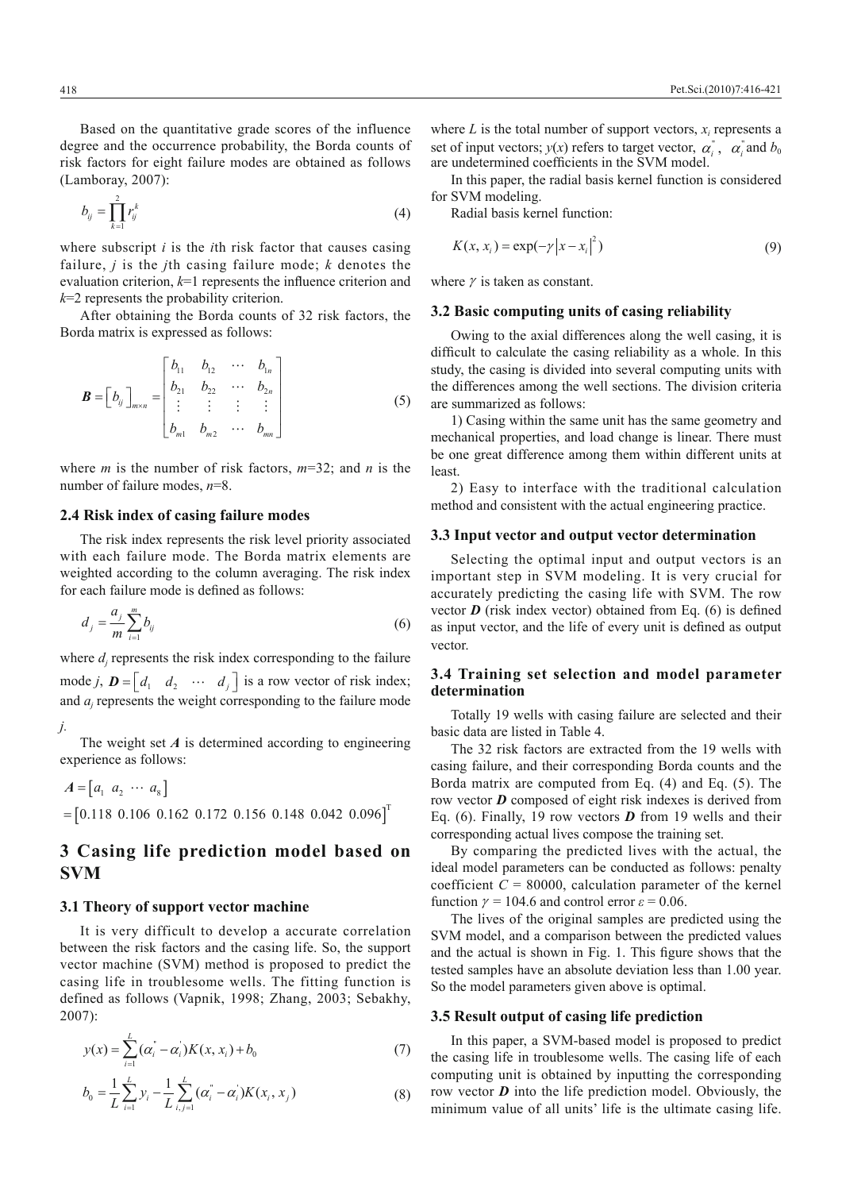Based on the quantitative grade scores of the influence degree and the occurrence probability, the Borda counts of risk factors for eight failure modes are obtained as follows (Lamboray, 2007):

$$b_{ij} = \prod_{k=1}^{2} r_{ij}^{k} \tag{4}$$

where subscript $i$ is the $i$th risk factor that causes casing failure, $j$ is the $j$th casing failure mode; $k$ denotes the evaluation criterion, $k$=1 represents the influence criterion and $k$=2 represents the probability criterion.

After obtaining the Borda counts of 32 risk factors, the Borda matrix is expressed as follows:

$$\boldsymbol{B} = \left[ b_{ij} \right]_{m \times n} = \begin{bmatrix} b_{11} & b_{12} & \cdots & b_{1n} \\ b_{21} & b_{22} & \cdots & b_{2n} \\ \vdots & \vdots & \vdots & \vdots \\ b_{m1} & b_{m2} & \cdots & b_{mn} \end{bmatrix} \tag{5}$$

where $m$ is the number of risk factors, $m$=32; and $n$ is the number of failure modes, $n$=8.

### 2.4 Risk index of casing failure modes

The risk index represents the risk level priority associated with each failure mode. The Borda matrix elements are weighted according to the column averaging. The risk index for each failure mode is defined as follows:

$$d_j = \frac{a_j}{m} \sum_{i=1}^{m} b_{ij} \tag{6}$$

where $d_j$ represents the risk index corresponding to the failure mode $j$, $\boldsymbol{D} = \left[ d_1 \quad d_2 \quad \cdots \quad d_j \right]$ is a row vector of risk index; and $a_j$ represents the weight corresponding to the failure mode $j$.

The weight set $\boldsymbol{A}$ is determined according to engineering experience as follows:

$$\boldsymbol{A} = \left[ a_1 \;\; a_2 \;\; \cdots \;\; a_8 \right] = \left[ 0.118 \;\; 0.106 \;\; 0.162 \;\; 0.172 \;\; 0.156 \;\; 0.148 \;\; 0.042 \;\; 0.096 \right]^{\mathrm{T}}$$

## 3 Casing life prediction model based on SVM

### 3.1 Theory of support vector machine

It is very difficult to develop a accurate correlation between the risk factors and the casing life. So, the support vector machine (SVM) method is proposed to predict the casing life in troublesome wells. The fitting function is defined as follows (Vapnik, 1998; Zhang, 2003; Sebakhy, 2007):

$$y(x) = \sum_{i=1}^{L} (\alpha_i^{*} - \alpha_i^{'}) K(x, x_i) + b_0 \tag{7}$$

$$b_0 = \frac{1}{L} \sum_{i=1}^{L} y_i - \frac{1}{L} \sum_{i,j=1}^{L} (\alpha_i^{''} - \alpha_i^{'}) K(x_i, x_j) \tag{8}$$

where $L$ is the total number of support vectors, $x_i$ represents a set of input vectors; $y(x)$ refers to target vector, $\alpha_i^{''}$, $\alpha_i^{''}$ and $b_0$ are undetermined coefficients in the SVM model.

In this paper, the radial basis kernel function is considered for SVM modeling.

Radial basis kernel function:

$$K(x, x_i) = \exp(-\gamma \left| x - x_i \right|^2) \tag{9}$$

where $\gamma$ is taken as constant.

### 3.2 Basic computing units of casing reliability

Owing to the axial differences along the well casing, it is difficult to calculate the casing reliability as a whole. In this study, the casing is divided into several computing units with the differences among the well sections. The division criteria are summarized as follows:

1) Casing within the same unit has the same geometry and mechanical properties, and load change is linear. There must be one great difference among them within different units at least.

2) Easy to interface with the traditional calculation method and consistent with the actual engineering practice.

### 3.3 Input vector and output vector determination

Selecting the optimal input and output vectors is an important step in SVM modeling. It is very crucial for accurately predicting the casing life with SVM. The row vector $\boldsymbol{D}$ (risk index vector) obtained from Eq. (6) is defined as input vector, and the life of every unit is defined as output vector.

### 3.4 Training set selection and model parameter determination

Totally 19 wells with casing failure are selected and their basic data are listed in Table 4.

The 32 risk factors are extracted from the 19 wells with casing failure, and their corresponding Borda counts and the Borda matrix are computed from Eq. (4) and Eq. (5). The row vector $\boldsymbol{D}$ composed of eight risk indexes is derived from Eq. (6). Finally, 19 row vectors $\boldsymbol{D}$ from 19 wells and their corresponding actual lives compose the training set.

By comparing the predicted lives with the actual, the ideal model parameters can be conducted as follows: penalty coefficient $C$ = 80000, calculation parameter of the kernel function $\gamma$ = 104.6 and control error $\varepsilon$ = 0.06.

The lives of the original samples are predicted using the SVM model, and a comparison between the predicted values and the actual is shown in Fig. 1. This figure shows that the tested samples have an absolute deviation less than 1.00 year. So the model parameters given above is optimal.

### 3.5 Result output of casing life prediction

In this paper, a SVM-based model is proposed to predict the casing life in troublesome wells. The casing life of each computing unit is obtained by inputting the corresponding row vector $\boldsymbol{D}$ into the life prediction model. Obviously, the minimum value of all units' life is the ultimate casing life.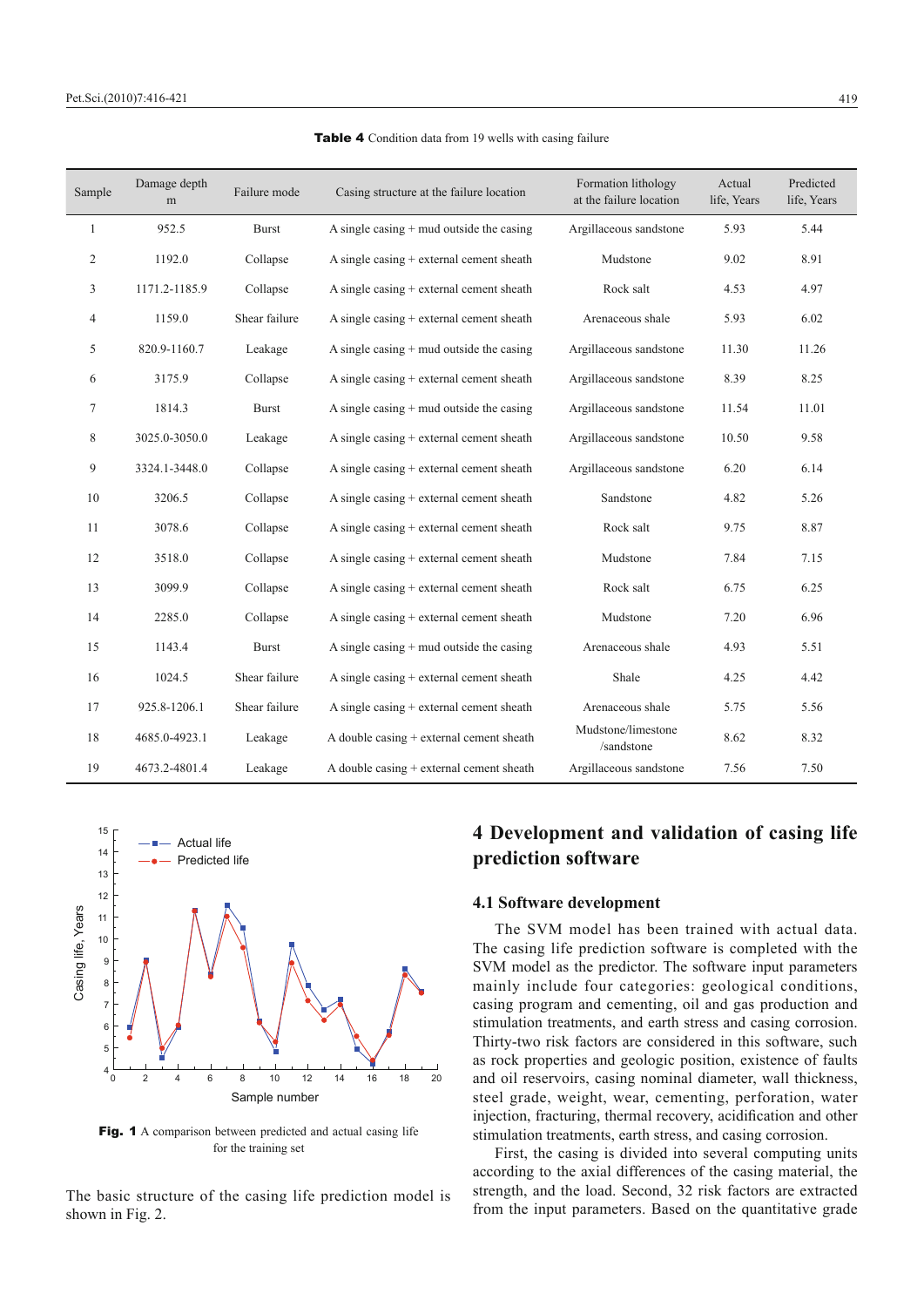**Table 4** Condition data from 19 wells with casing failure

| Sample | Damage depth m | Failure mode | Casing structure at the failure location | Formation lithology at the failure location | Actual life, Years | Predicted life, Years |
|---|---|---|---|---|---|---|
| 1 | 952.5 | Burst | A single casing + mud outside the casing | Argillaceous sandstone | 5.93 | 5.44 |
| 2 | 1192.0 | Collapse | A single casing + external cement sheath | Mudstone | 9.02 | 8.91 |
| 3 | 1171.2-1185.9 | Collapse | A single casing + external cement sheath | Rock salt | 4.53 | 4.97 |
| 4 | 1159.0 | Shear failure | A single casing + external cement sheath | Arenaceous shale | 5.93 | 6.02 |
| 5 | 820.9-1160.7 | Leakage | A single casing + mud outside the casing | Argillaceous sandstone | 11.30 | 11.26 |
| 6 | 3175.9 | Collapse | A single casing + external cement sheath | Argillaceous sandstone | 8.39 | 8.25 |
| 7 | 1814.3 | Burst | A single casing + mud outside the casing | Argillaceous sandstone | 11.54 | 11.01 |
| 8 | 3025.0-3050.0 | Leakage | A single casing + external cement sheath | Argillaceous sandstone | 10.50 | 9.58 |
| 9 | 3324.1-3448.0 | Collapse | A single casing + external cement sheath | Argillaceous sandstone | 6.20 | 6.14 |
| 10 | 3206.5 | Collapse | A single casing + external cement sheath | Sandstone | 4.82 | 5.26 |
| 11 | 3078.6 | Collapse | A single casing + external cement sheath | Rock salt | 9.75 | 8.87 |
| 12 | 3518.0 | Collapse | A single casing + external cement sheath | Mudstone | 7.84 | 7.15 |
| 13 | 3099.9 | Collapse | A single casing + external cement sheath | Rock salt | 6.75 | 6.25 |
| 14 | 2285.0 | Collapse | A single casing + external cement sheath | Mudstone | 7.20 | 6.96 |
| 15 | 1143.4 | Burst | A single casing + mud outside the casing | Arenaceous shale | 4.93 | 5.51 |
| 16 | 1024.5 | Shear failure | A single casing + external cement sheath | Shale | 4.25 | 4.42 |
| 17 | 925.8-1206.1 | Shear failure | A single casing + external cement sheath | Arenaceous shale | 5.75 | 5.56 |
| 18 | 4685.0-4923.1 | Leakage | A double casing + external cement sheath | Mudstone/limestone /sandstone | 8.62 | 8.32 |
| 19 | 4673.2-4801.4 | Leakage | A double casing + external cement sheath | Argillaceous sandstone | 7.56 | 7.50 |

**Fig. 1** A comparison between predicted and actual casing life for the training set

The basic structure of the casing life prediction model is shown in Fig. 2.

## 4 Development and validation of casing life prediction software

### 4.1 Software development

The SVM model has been trained with actual data. The casing life prediction software is completed with the SVM model as the predictor. The software input parameters mainly include four categories: geological conditions, casing program and cementing, oil and gas production and stimulation treatments, and earth stress and casing corrosion. Thirty-two risk factors are considered in this software, such as rock properties and geologic position, existence of faults and oil reservoirs, casing nominal diameter, wall thickness, steel grade, weight, wear, cementing, perforation, water injection, fracturing, thermal recovery, acidification and other stimulation treatments, earth stress, and casing corrosion.

First, the casing is divided into several computing units according to the axial differences of the casing material, the strength, and the load. Second, 32 risk factors are extracted from the input parameters. Based on the quantitative grade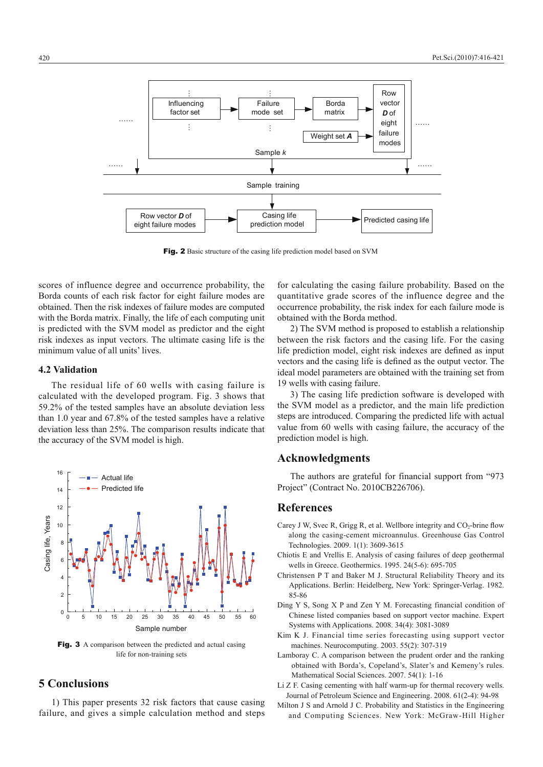Fig. 2 Basic structure of the casing life prediction model based on SVM

scores of influence degree and occurrence probability, the Borda counts of each risk factor for eight failure modes are obtained. Then the risk indexes of failure modes are computed with the Borda matrix. Finally, the life of each computing unit is predicted with the SVM model as predictor and the eight risk indexes as input vectors. The ultimate casing life is the minimum value of all units' lives.

### 4.2 Validation

The residual life of 60 wells with casing failure is calculated with the developed program. Fig. 3 shows that 59.2% of the tested samples have an absolute deviation less than 1.0 year and 67.8% of the tested samples have a relative deviation less than 25%. The comparison results indicate that the accuracy of the SVM model is high.

Fig. 3 A comparison between the predicted and actual casing life for non-training sets

## 5 Conclusions

1) This paper presents 32 risk factors that cause casing failure, and gives a simple calculation method and steps for calculating the casing failure probability. Based on the quantitative grade scores of the influence degree and the occurrence probability, the risk index for each failure mode is obtained with the Borda method.

2) The SVM method is proposed to establish a relationship between the risk factors and the casing life. For the casing life prediction model, eight risk indexes are defined as input vectors and the casing life is defined as the output vector. The ideal model parameters are obtained with the training set from 19 wells with casing failure.

3) The casing life prediction software is developed with the SVM model as a predictor, and the main life prediction steps are introduced. Comparing the predicted life with actual value from 60 wells with casing failure, the accuracy of the prediction model is high.

## Acknowledgments

The authors are grateful for financial support from "973 Project" (Contract No. 2010CB226706).

## References

Carey J W, Svec R, Grigg R, et al. Wellbore integrity and $CO_2$-brine flow along the casing-cement microannulus. Greenhouse Gas Control Technologies. 2009. 1(1): 3609-3615

Chiotis E and Vrellis E. Analysis of casing failures of deep geothermal wells in Greece. Geothermics. 1995. 24(5-6): 695-705

Christensen P T and Baker M J. Structural Reliability Theory and its Applications. Berlin: Heidelberg, New York: Springer-Verlag. 1982. 85-86

Ding Y S, Song X P and Zen Y M. Forecasting financial condition of Chinese listed companies based on support vector machine. Expert Systems with Applications. 2008. 34(4): 3081-3089

Kim K J. Financial time series forecasting using support vector machines. Neurocomputing. 2003. 55(2): 307-319

Lamboray C. A comparison between the prudent order and the ranking obtained with Borda's, Copeland's, Slater's and Kemeny's rules. Mathematical Social Sciences. 2007. 54(1): 1-16

Li Z F. Casing cementing with half warm-up for thermal recovery wells. Journal of Petroleum Science and Engineering. 2008. 61(2-4): 94-98

Milton J S and Arnold J C. Probability and Statistics in the Engineering and Computing Sciences. New York: McGraw-Hill Higher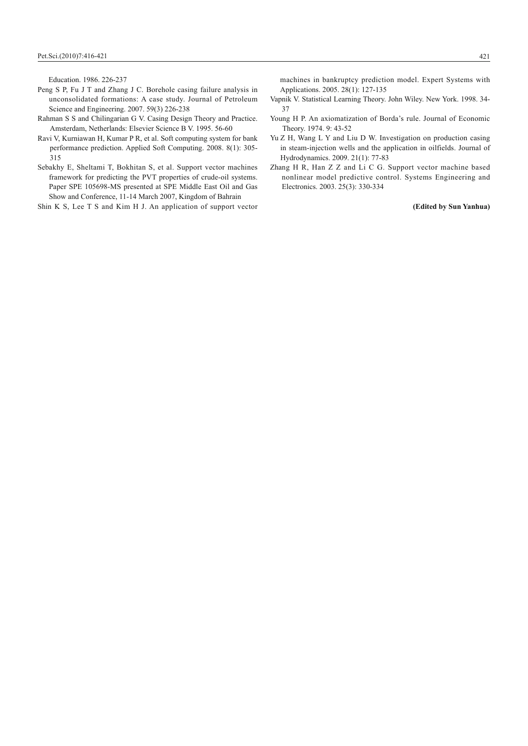Education. 1986. 226-237

Peng S P, Fu J T and Zhang J C. Borehole casing failure analysis in unconsolidated formations: A case study. Journal of Petroleum Science and Engineering. 2007. 59(3) 226-238

Rahman S S and Chilingarian G V. Casing Design Theory and Practice. Amsterdam, Netherlands: Elsevier Science B V. 1995. 56-60

Ravi V, Kurniawan H, Kumar P R, et al. Soft computing system for bank performance prediction. Applied Soft Computing. 2008. 8(1): 305-315

Sebakhy E, Sheltami T, Bokhitan S, et al. Support vector machines framework for predicting the PVT properties of crude-oil systems. Paper SPE 105698-MS presented at SPE Middle East Oil and Gas Show and Conference, 11-14 March 2007, Kingdom of Bahrain

Shin K S, Lee T S and Kim H J. An application of support vector machines in bankruptcy prediction model. Expert Systems with Applications. 2005. 28(1): 127-135

Vapnik V. Statistical Learning Theory. John Wiley. New York. 1998. 34-37

Young H P. An axiomatization of Borda's rule. Journal of Economic Theory. 1974. 9: 43-52

Yu Z H, Wang L Y and Liu D W. Investigation on production casing in steam-injection wells and the application in oilfields. Journal of Hydrodynamics. 2009. 21(1): 77-83

Zhang H R, Han Z Z and Li C G. Support vector machine based nonlinear model predictive control. Systems Engineering and Electronics. 2003. 25(3): 330-334

**(Edited by Sun Yanhua)**